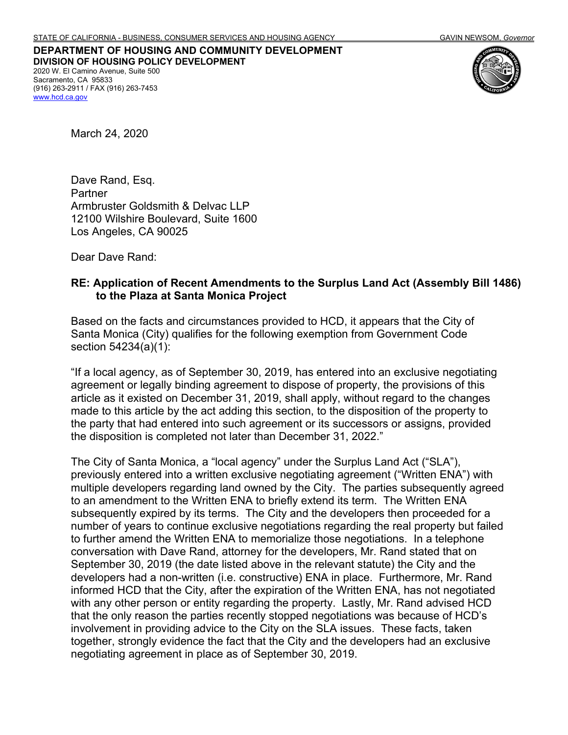STATE OF CALIFORNIA - BUSINESS, CONSUMER SERVICES AND HOUSING AGENCY GAVIN NEWSOM, *Governor*

**DEPARTMENT OF HOUSING AND COMMUNITY DEVELOPMENT**
**DIVISION OF HOUSING POLICY DEVELOPMENT**
2020 W. El Camino Avenue, Suite 500
Sacramento, CA 95833
(916) 263-2911 / FAX (916) 263-7453
www.hcd.ca.gov

March 24, 2020

Dave Rand, Esq.
Partner
Armbruster Goldsmith & Delvac LLP
12100 Wilshire Boulevard, Suite 1600
Los Angeles, CA 90025

Dear Dave Rand:

**RE: Application of Recent Amendments to the Surplus Land Act (Assembly Bill 1486) to the Plaza at Santa Monica Project**

Based on the facts and circumstances provided to HCD, it appears that the City of Santa Monica (City) qualifies for the following exemption from Government Code section 54234(a)(1):

"If a local agency, as of September 30, 2019, has entered into an exclusive negotiating agreement or legally binding agreement to dispose of property, the provisions of this article as it existed on December 31, 2019, shall apply, without regard to the changes made to this article by the act adding this section, to the disposition of the property to the party that had entered into such agreement or its successors or assigns, provided the disposition is completed not later than December 31, 2022."

The City of Santa Monica, a "local agency" under the Surplus Land Act ("SLA"), previously entered into a written exclusive negotiating agreement ("Written ENA") with multiple developers regarding land owned by the City. The parties subsequently agreed to an amendment to the Written ENA to briefly extend its term. The Written ENA subsequently expired by its terms. The City and the developers then proceeded for a number of years to continue exclusive negotiations regarding the real property but failed to further amend the Written ENA to memorialize those negotiations. In a telephone conversation with Dave Rand, attorney for the developers, Mr. Rand stated that on September 30, 2019 (the date listed above in the relevant statute) the City and the developers had a non-written (i.e. constructive) ENA in place. Furthermore, Mr. Rand informed HCD that the City, after the expiration of the Written ENA, has not negotiated with any other person or entity regarding the property. Lastly, Mr. Rand advised HCD that the only reason the parties recently stopped negotiations was because of HCD's involvement in providing advice to the City on the SLA issues. These facts, taken together, strongly evidence the fact that the City and the developers had an exclusive negotiating agreement in place as of September 30, 2019.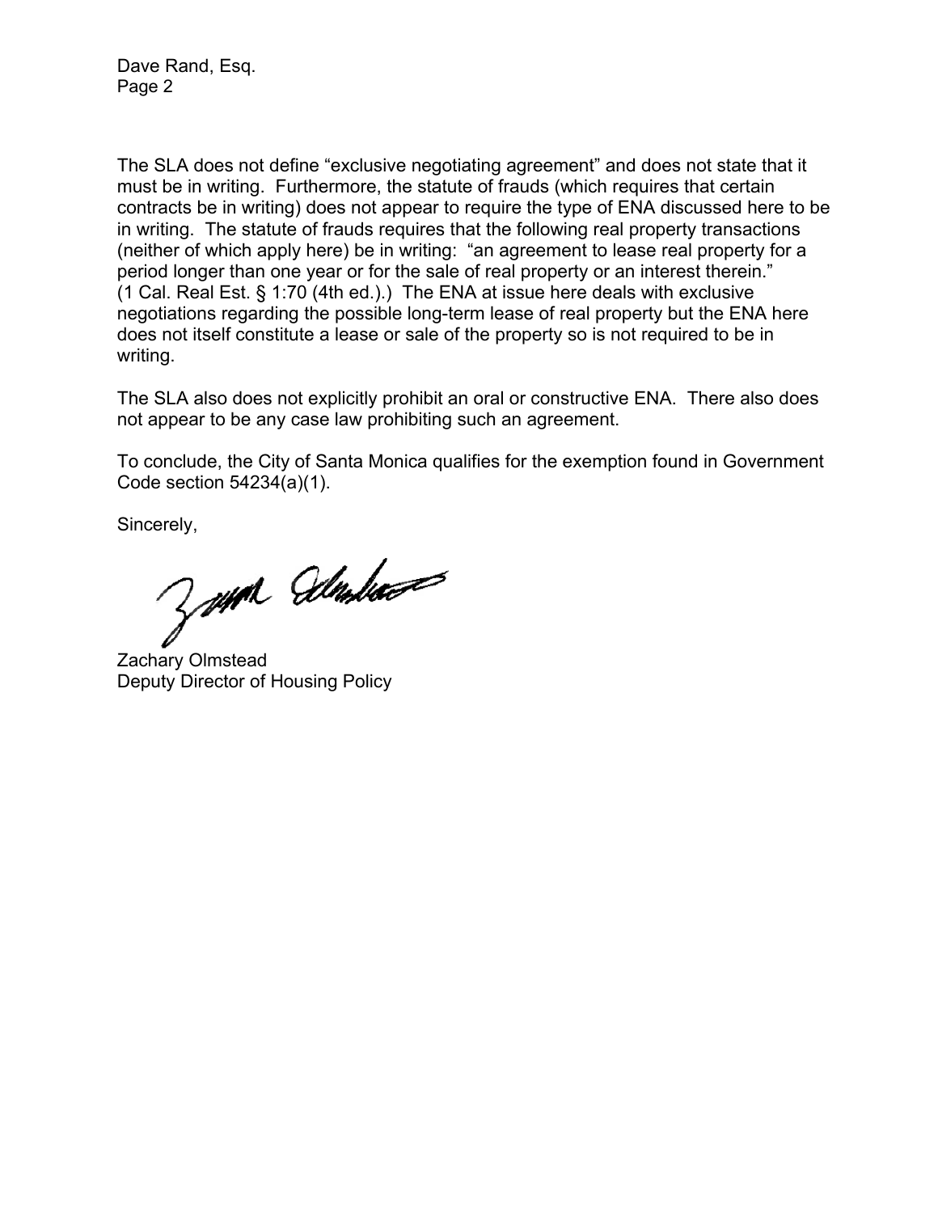The SLA does not define "exclusive negotiating agreement" and does not state that it must be in writing. Furthermore, the statute of frauds (which requires that certain contracts be in writing) does not appear to require the type of ENA discussed here to be in writing. The statute of frauds requires that the following real property transactions (neither of which apply here) be in writing: "an agreement to lease real property for a period longer than one year or for the sale of real property or an interest therein." (1 Cal. Real Est. § 1:70 (4th ed.).) The ENA at issue here deals with exclusive negotiations regarding the possible long-term lease of real property but the ENA here does not itself constitute a lease or sale of the property so is not required to be in writing.

The SLA also does not explicitly prohibit an oral or constructive ENA. There also does not appear to be any case law prohibiting such an agreement.

To conclude, the City of Santa Monica qualifies for the exemption found in Government Code section 54234(a)(1).

Sincerely,

Zachary Olmstead
Deputy Director of Housing Policy